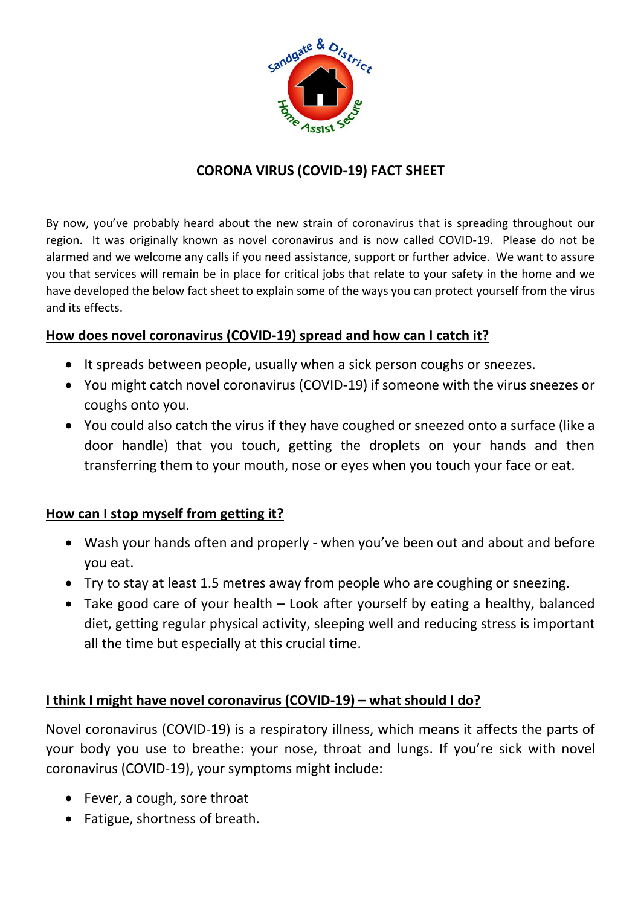# CORONA VIRUS (COVID-19) FACT SHEET

By now, you've probably heard about the new strain of coronavirus that is spreading throughout our region. It was originally known as novel coronavirus and is now called COVID-19. Please do not be alarmed and we welcome any calls if you need assistance, support or further advice. We want to assure you that services will remain be in place for critical jobs that relate to your safety in the home and we have developed the below fact sheet to explain some of the ways you can protect yourself from the virus and its effects.

## How does novel coronavirus (COVID-19) spread and how can I catch it?

- It spreads between people, usually when a sick person coughs or sneezes.
- You might catch novel coronavirus (COVID-19) if someone with the virus sneezes or coughs onto you.
- You could also catch the virus if they have coughed or sneezed onto a surface (like a door handle) that you touch, getting the droplets on your hands and then transferring them to your mouth, nose or eyes when you touch your face or eat.

## How can I stop myself from getting it?

- Wash your hands often and properly - when you've been out and about and before you eat.
- Try to stay at least 1.5 metres away from people who are coughing or sneezing.
- Take good care of your health – Look after yourself by eating a healthy, balanced diet, getting regular physical activity, sleeping well and reducing stress is important all the time but especially at this crucial time.

## I think I might have novel coronavirus (COVID-19) – what should I do?

Novel coronavirus (COVID-19) is a respiratory illness, which means it affects the parts of your body you use to breathe: your nose, throat and lungs. If you're sick with novel coronavirus (COVID-19), your symptoms might include:

- Fever, a cough, sore throat
- Fatigue, shortness of breath.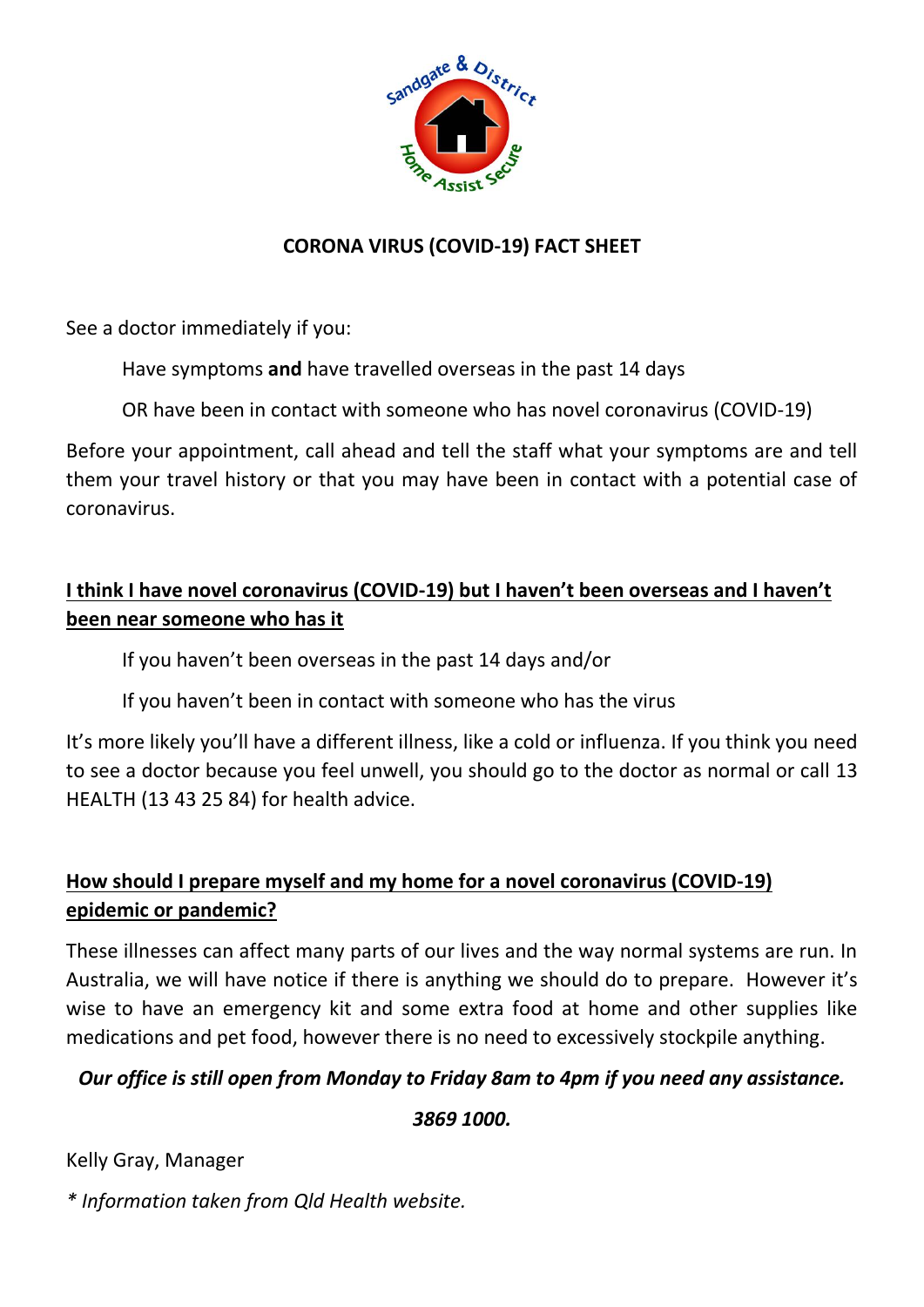Sandgate & District Home Assist Secure

# CORONA VIRUS (COVID-19) FACT SHEET

See a doctor immediately if you:

Have symptoms **and** have travelled overseas in the past 14 days

OR have been in contact with someone who has novel coronavirus (COVID-19)

Before your appointment, call ahead and tell the staff what your symptoms are and tell them your travel history or that you may have been in contact with a potential case of coronavirus.

## I think I have novel coronavirus (COVID-19) but I haven't been overseas and I haven't been near someone who has it

If you haven't been overseas in the past 14 days and/or

If you haven't been in contact with someone who has the virus

It's more likely you'll have a different illness, like a cold or influenza. If you think you need to see a doctor because you feel unwell, you should go to the doctor as normal or call 13 HEALTH (13 43 25 84) for health advice.

## How should I prepare myself and my home for a novel coronavirus (COVID-19) epidemic or pandemic?

These illnesses can affect many parts of our lives and the way normal systems are run. In Australia, we will have notice if there is anything we should do to prepare. However it's wise to have an emergency kit and some extra food at home and other supplies like medications and pet food, however there is no need to excessively stockpile anything.

***Our office is still open from Monday to Friday 8am to 4pm if you need any assistance.***

***3869 1000.***

Kelly Gray, Manager

*\* Information taken from Qld Health website.*